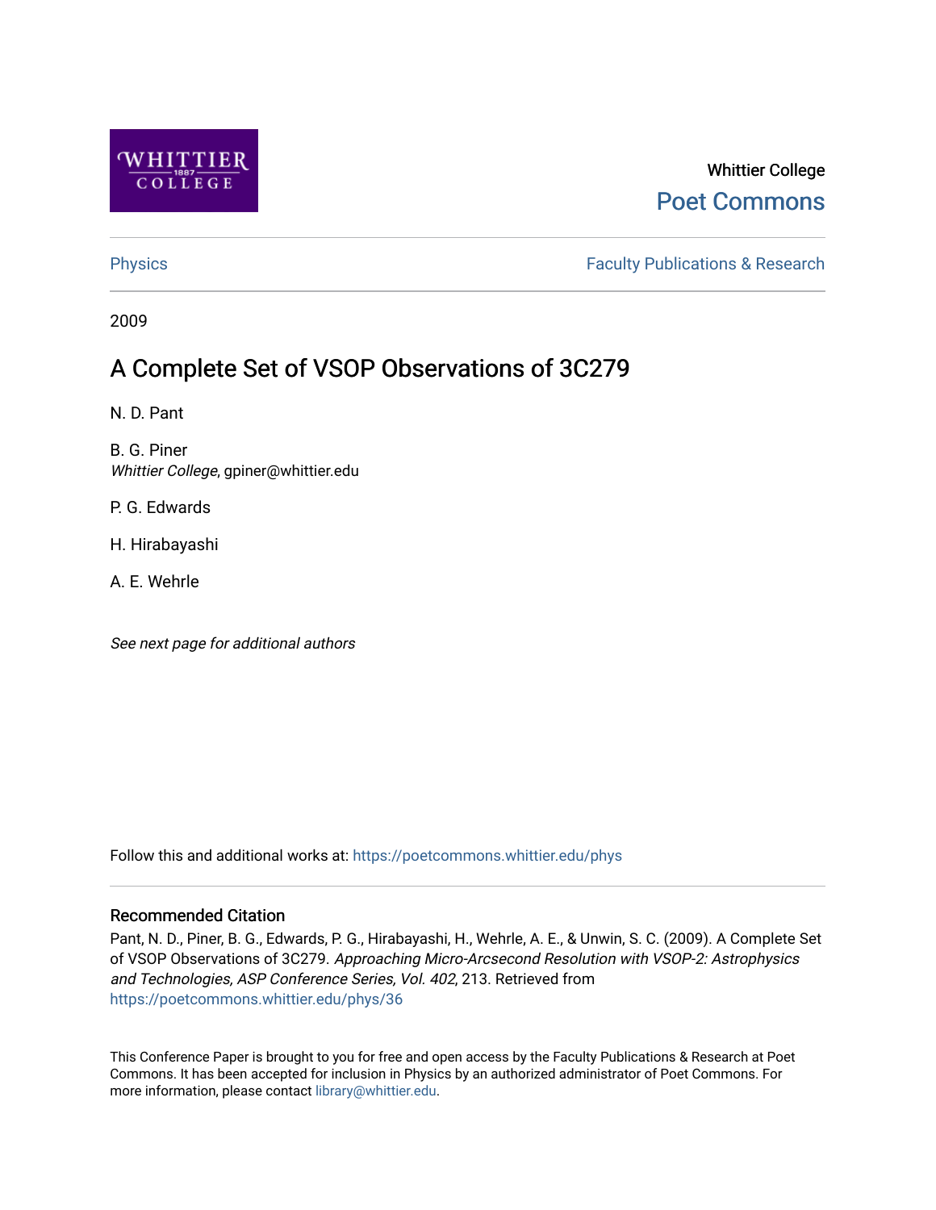Whittier College

Poet Commons

Physics

Faculty Publications & Research

2009

# A Complete Set of VSOP Observations of 3C279

N. D. Pant

B. G. Piner
*Whittier College*, gpiner@whittier.edu

P. G. Edwards

H. Hirabayashi

A. E. Wehrle

*See next page for additional authors*

Follow this and additional works at: https://poetcommons.whittier.edu/phys

## Recommended Citation

Pant, N. D., Piner, B. G., Edwards, P. G., Hirabayashi, H., Wehrle, A. E., & Unwin, S. C. (2009). A Complete Set of VSOP Observations of 3C279. *Approaching Micro-Arcsecond Resolution with VSOP-2: Astrophysics and Technologies, ASP Conference Series, Vol. 402*, 213. Retrieved from https://poetcommons.whittier.edu/phys/36

This Conference Paper is brought to you for free and open access by the Faculty Publications & Research at Poet Commons. It has been accepted for inclusion in Physics by an authorized administrator of Poet Commons. For more information, please contact library@whittier.edu.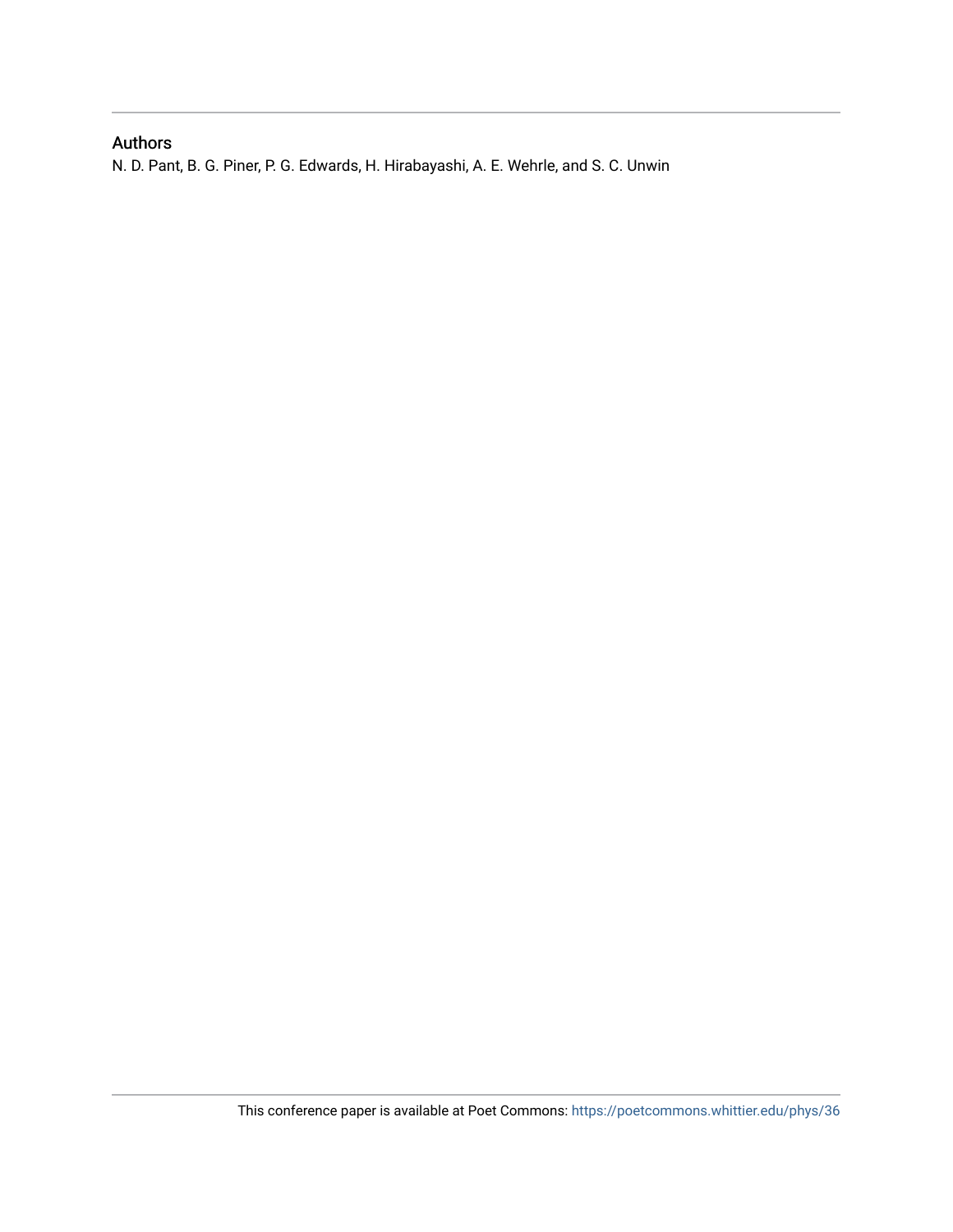## Authors

N. D. Pant, B. G. Piner, P. G. Edwards, H. Hirabayashi, A. E. Wehrle, and S. C. Unwin

This conference paper is available at Poet Commons: https://poetcommons.whittier.edu/phys/36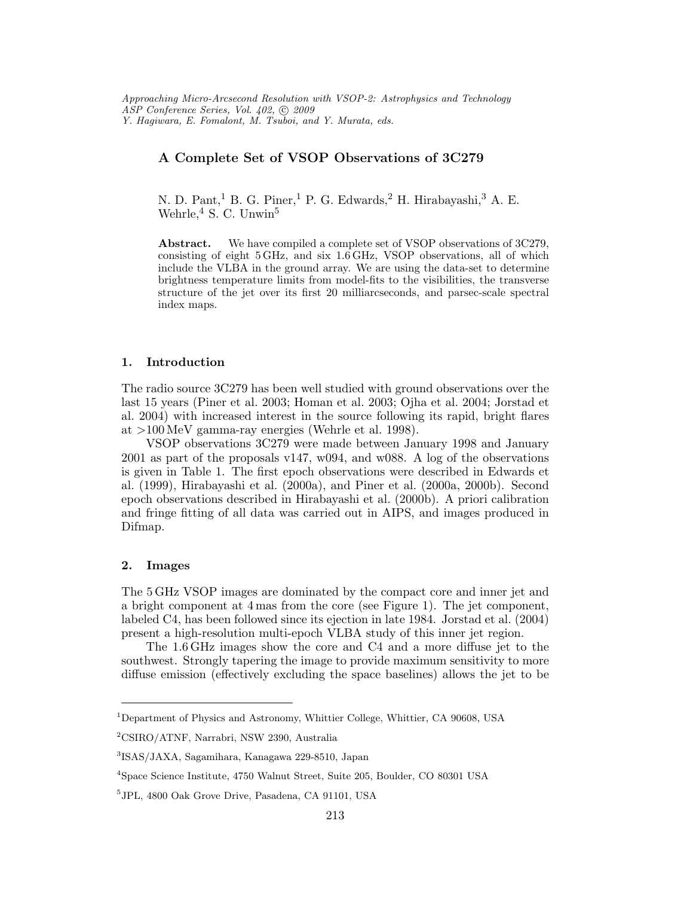Approaching Micro-Arcsecond Resolution with VSOP-2: Astrophysics and Technology
ASP Conference Series, Vol. 402, © 2009
Y. Hagiwara, E. Fomalont, M. Tsuboi, and Y. Murata, eds.

# A Complete Set of VSOP Observations of 3C279

N. D. Pant,[1] B. G. Piner,[1] P. G. Edwards,[2] H. Hirabayashi,[3] A. E. Wehrle,[4] S. C. Unwin[5]

**Abstract.** We have compiled a complete set of VSOP observations of 3C279, consisting of eight 5 GHz, and six 1.6 GHz, VSOP observations, all of which include the VLBA in the ground array. We are using the data-set to determine brightness temperature limits from model-fits to the visibilities, the transverse structure of the jet over its first 20 milliarcseconds, and parsec-scale spectral index maps.

## 1. Introduction

The radio source 3C279 has been well studied with ground observations over the last 15 years (Piner et al. 2003; Homan et al. 2003; Ojha et al. 2004; Jorstad et al. 2004) with increased interest in the source following its rapid, bright flares at >100 MeV gamma-ray energies (Wehrle et al. 1998).

VSOP observations 3C279 were made between January 1998 and January 2001 as part of the proposals v147, w094, and w088. A log of the observations is given in Table 1. The first epoch observations were described in Edwards et al. (1999), Hirabayashi et al. (2000a), and Piner et al. (2000a, 2000b). Second epoch observations described in Hirabayashi et al. (2000b). A priori calibration and fringe fitting of all data was carried out in AIPS, and images produced in Difmap.

## 2. Images

The 5 GHz VSOP images are dominated by the compact core and inner jet and a bright component at 4 mas from the core (see Figure 1). The jet component, labeled C4, has been followed since its ejection in late 1984. Jorstad et al. (2004) present a high-resolution multi-epoch VLBA study of this inner jet region.

The 1.6 GHz images show the core and C4 and a more diffuse jet to the southwest. Strongly tapering the image to provide maximum sensitivity to more diffuse emission (effectively excluding the space baselines) allows the jet to be

---

[1] Department of Physics and Astronomy, Whittier College, Whittier, CA 90608, USA

[2] CSIRO/ATNF, Narrabri, NSW 2390, Australia

[3] ISAS/JAXA, Sagamihara, Kanagawa 229-8510, Japan

[4] Space Science Institute, 4750 Walnut Street, Suite 205, Boulder, CO 80301 USA

[5] JPL, 4800 Oak Grove Drive, Pasadena, CA 91101, USA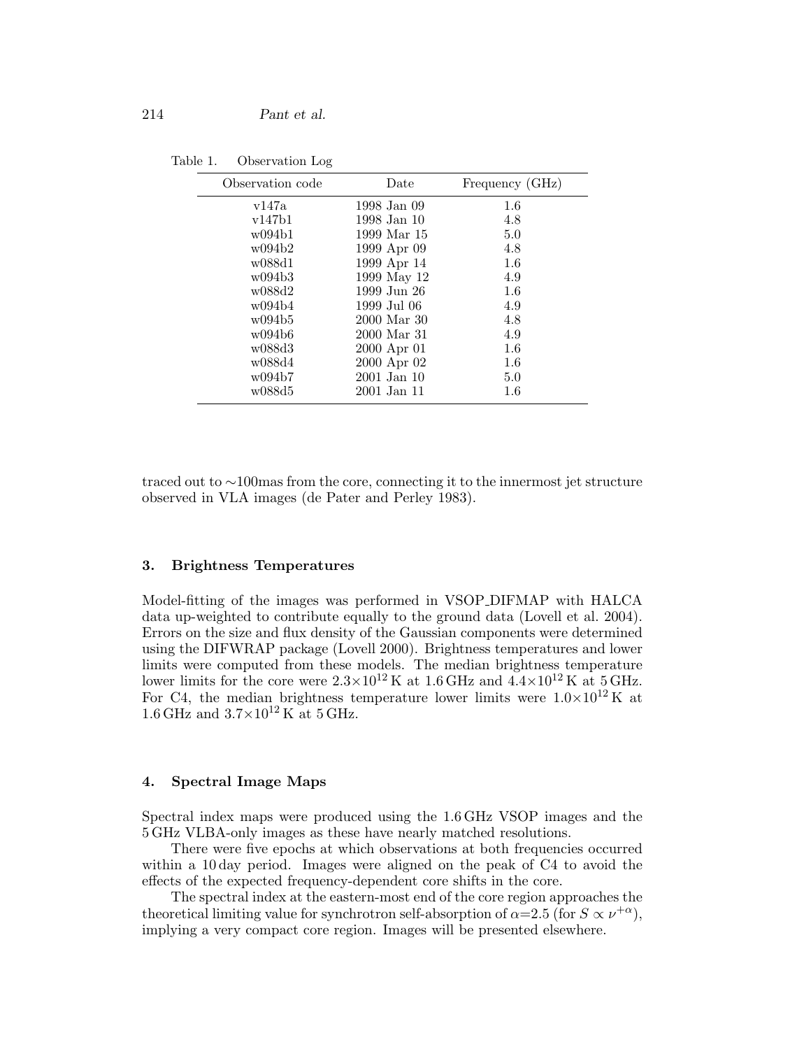Table 1. Observation Log

| Observation code | Date | Frequency (GHz) |
|---|---|---|
| v147a | 1998 Jan 09 | 1.6 |
| v147b1 | 1998 Jan 10 | 4.8 |
| w094b1 | 1999 Mar 15 | 5.0 |
| w094b2 | 1999 Apr 09 | 4.8 |
| w088d1 | 1999 Apr 14 | 1.6 |
| w094b3 | 1999 May 12 | 4.9 |
| w088d2 | 1999 Jun 26 | 1.6 |
| w094b4 | 1999 Jul 06 | 4.9 |
| w094b5 | 2000 Mar 30 | 4.8 |
| w094b6 | 2000 Mar 31 | 4.9 |
| w088d3 | 2000 Apr 01 | 1.6 |
| w088d4 | 2000 Apr 02 | 1.6 |
| w094b7 | 2001 Jan 10 | 5.0 |
| w088d5 | 2001 Jan 11 | 1.6 |

traced out to ∼100mas from the core, connecting it to the innermost jet structure observed in VLA images (de Pater and Perley 1983).

## 3. Brightness Temperatures

Model-fitting of the images was performed in VSOP_DIFMAP with HALCA data up-weighted to contribute equally to the ground data (Lovell et al. 2004). Errors on the size and flux density of the Gaussian components were determined using the DIFWRAP package (Lovell 2000). Brightness temperatures and lower limits were computed from these models. The median brightness temperature lower limits for the core were $2.3\times10^{12}$ K at 1.6 GHz and $4.4\times10^{12}$ K at 5 GHz. For C4, the median brightness temperature lower limits were $1.0\times10^{12}$ K at 1.6 GHz and $3.7\times10^{12}$ K at 5 GHz.

## 4. Spectral Image Maps

Spectral index maps were produced using the 1.6 GHz VSOP images and the 5 GHz VLBA-only images as these have nearly matched resolutions.

There were five epochs at which observations at both frequencies occurred within a 10 day period. Images were aligned on the peak of C4 to avoid the effects of the expected frequency-dependent core shifts in the core.

The spectral index at the eastern-most end of the core region approaches the theoretical limiting value for synchrotron self-absorption of $\alpha$=2.5 (for $S \propto \nu^{+\alpha}$), implying a very compact core region. Images will be presented elsewhere.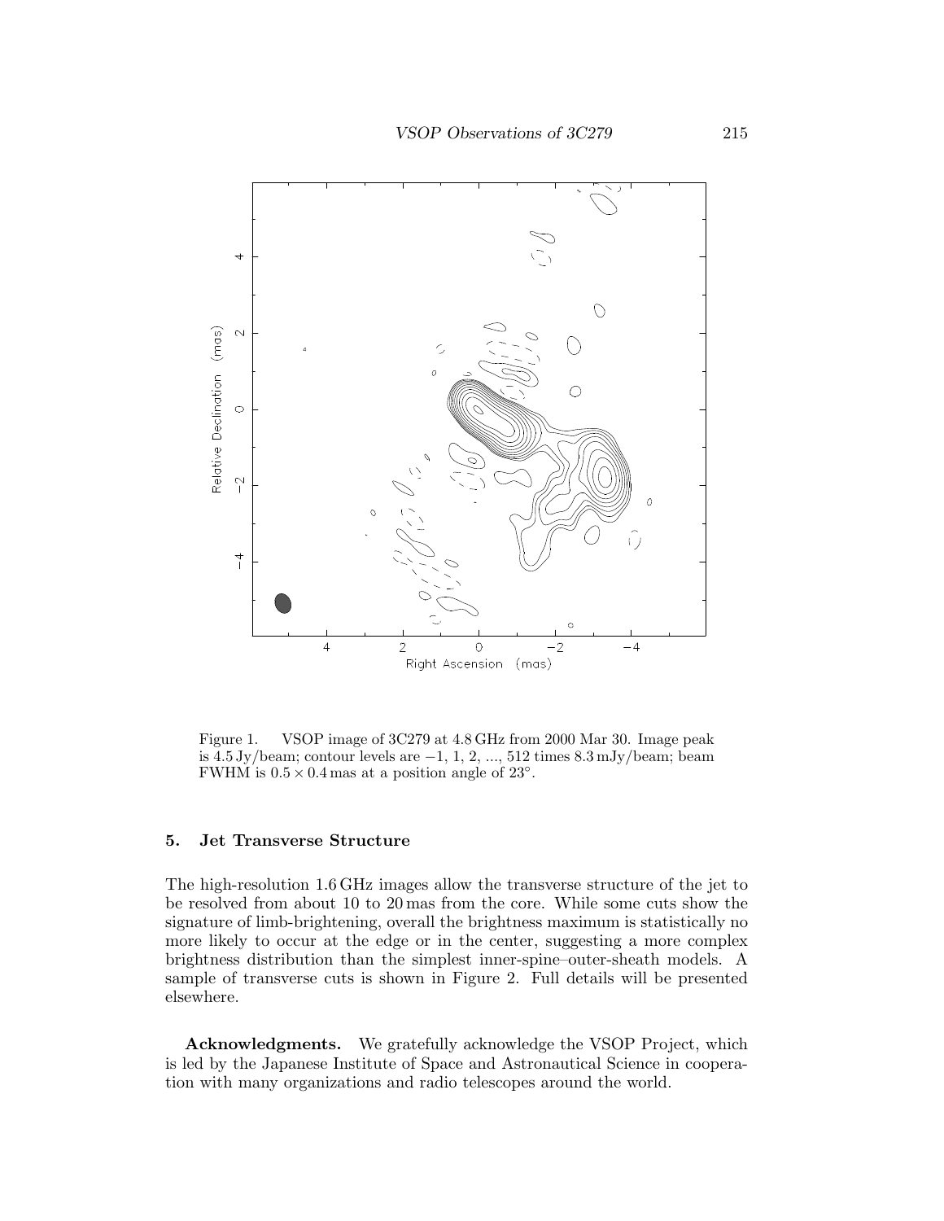Figure 1. VSOP image of 3C279 at 4.8 GHz from 2000 Mar 30. Image peak is 4.5 Jy/beam; contour levels are −1, 1, 2, ..., 512 times 8.3 mJy/beam; beam FWHM is $0.5 \times 0.4$ mas at a position angle of 23°.

## 5. Jet Transverse Structure

The high-resolution 1.6 GHz images allow the transverse structure of the jet to be resolved from about 10 to 20 mas from the core. While some cuts show the signature of limb-brightening, overall the brightness maximum is statistically no more likely to occur at the edge or in the center, suggesting a more complex brightness distribution than the simplest inner-spine–outer-sheath models. A sample of transverse cuts is shown in Figure 2. Full details will be presented elsewhere.

**Acknowledgments.** We gratefully acknowledge the VSOP Project, which is led by the Japanese Institute of Space and Astronautical Science in cooperation with many organizations and radio telescopes around the world.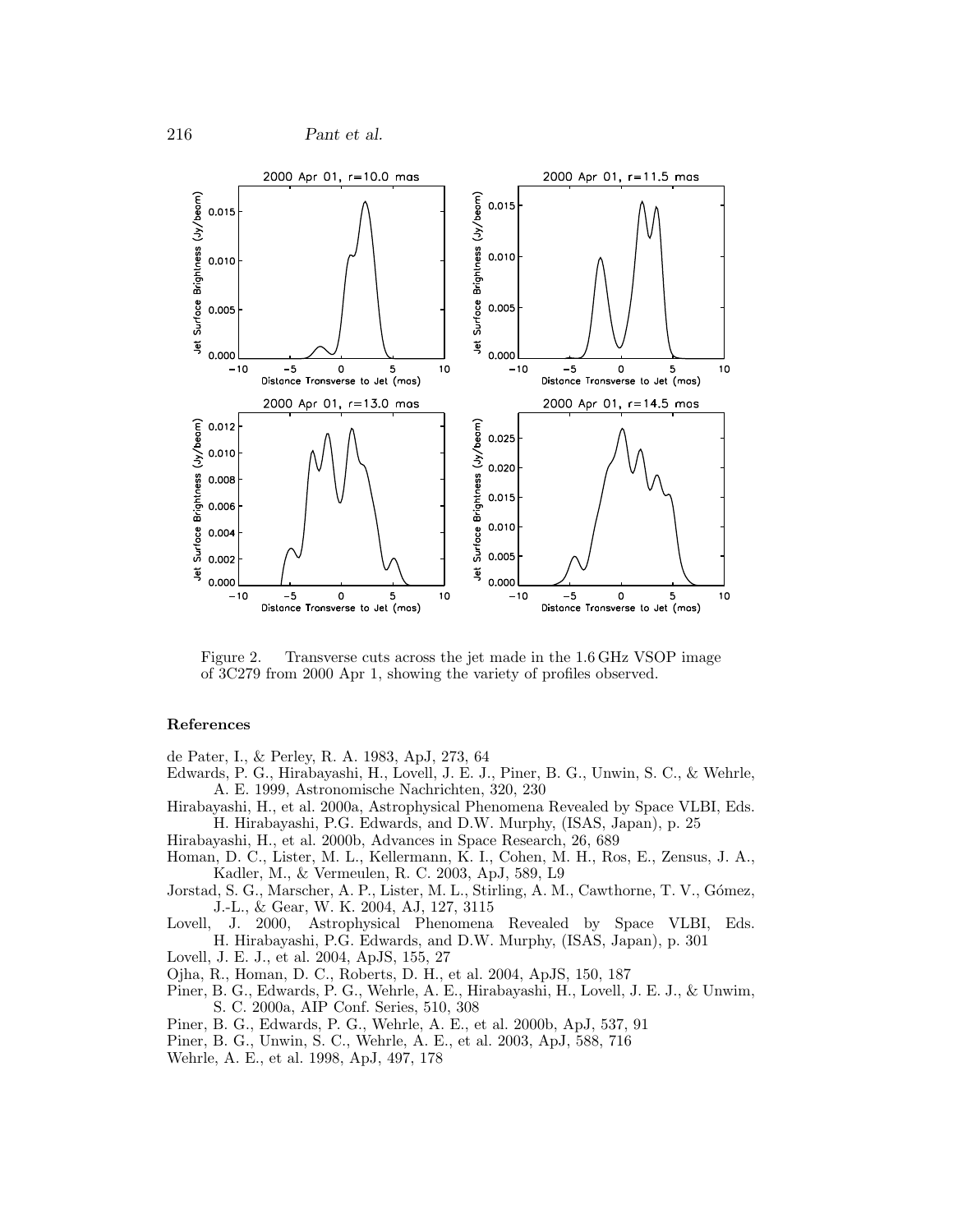2000 Apr 01, r=10.0 mas

Jet Surface Brightness (Jy/beam)

Distance Transverse to Jet (mas)

2000 Apr 01, r=11.5 mas

Jet Surface Brightness (Jy/beam)

Distance Transverse to Jet (mas)

2000 Apr 01, r=13.0 mas

Jet Surface Brightness (Jy/beam)

Distance Transverse to Jet (mas)

2000 Apr 01, r=14.5 mas

Jet Surface Brightness (Jy/beam)

Distance Transverse to Jet (mas)

Figure 2. Transverse cuts across the jet made in the 1.6 GHz VSOP image of 3C279 from 2000 Apr 1, showing the variety of profiles observed.

### References

de Pater, I., & Perley, R. A. 1983, ApJ, 273, 64

Edwards, P. G., Hirabayashi, H., Lovell, J. E. J., Piner, B. G., Unwin, S. C., & Wehrle, A. E. 1999, Astronomische Nachrichten, 320, 230

Hirabayashi, H., et al. 2000a, Astrophysical Phenomena Revealed by Space VLBI, Eds. H. Hirabayashi, P.G. Edwards, and D.W. Murphy, (ISAS, Japan), p. 25

Hirabayashi, H., et al. 2000b, Advances in Space Research, 26, 689

Homan, D. C., Lister, M. L., Kellermann, K. I., Cohen, M. H., Ros, E., Zensus, J. A., Kadler, M., & Vermeulen, R. C. 2003, ApJ, 589, L9

Jorstad, S. G., Marscher, A. P., Lister, M. L., Stirling, A. M., Cawthorne, T. V., Gómez, J.-L., & Gear, W. K. 2004, AJ, 127, 3115

Lovell, J. 2000, Astrophysical Phenomena Revealed by Space VLBI, Eds. H. Hirabayashi, P.G. Edwards, and D.W. Murphy, (ISAS, Japan), p. 301

Lovell, J. E. J., et al. 2004, ApJS, 155, 27

Ojha, R., Homan, D. C., Roberts, D. H., et al. 2004, ApJS, 150, 187

Piner, B. G., Edwards, P. G., Wehrle, A. E., Hirabayashi, H., Lovell, J. E. J., & Unwim, S. C. 2000a, AIP Conf. Series, 510, 308

Piner, B. G., Edwards, P. G., Wehrle, A. E., et al. 2000b, ApJ, 537, 91

Piner, B. G., Unwin, S. C., Wehrle, A. E., et al. 2003, ApJ, 588, 716

Wehrle, A. E., et al. 1998, ApJ, 497, 178